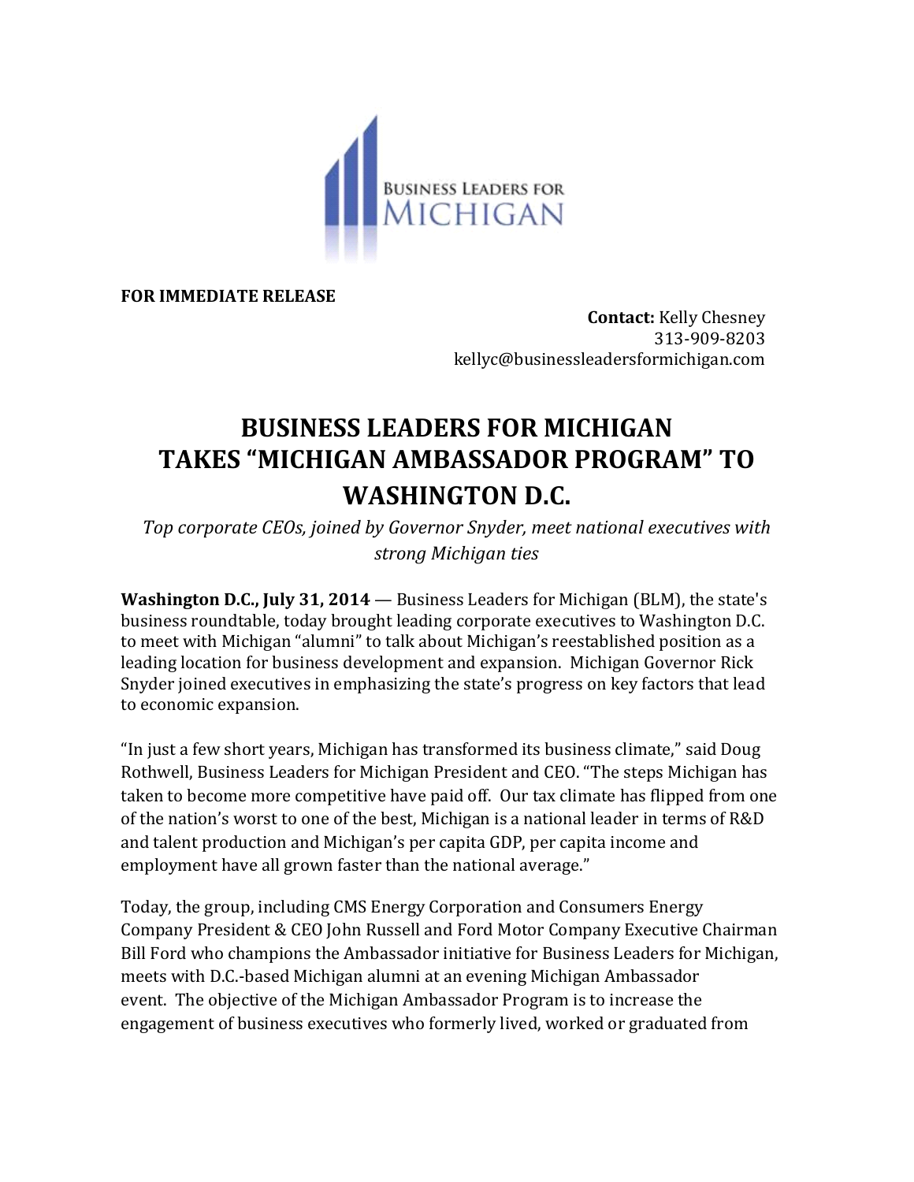BUSINESS LEADERS FOR MICHIGAN

**FOR IMMEDIATE RELEASE**

**Contact:** Kelly Chesney
313-909-8203
kellyc@businessleadersformichigan.com

# BUSINESS LEADERS FOR MICHIGAN TAKES "MICHIGAN AMBASSADOR PROGRAM" TO WASHINGTON D.C.

*Top corporate CEOs, joined by Governor Snyder, meet national executives with strong Michigan ties*

**Washington D.C., July 31, 2014** — Business Leaders for Michigan (BLM), the state's business roundtable, today brought leading corporate executives to Washington D.C. to meet with Michigan "alumni" to talk about Michigan's reestablished position as a leading location for business development and expansion. Michigan Governor Rick Snyder joined executives in emphasizing the state's progress on key factors that lead to economic expansion.

"In just a few short years, Michigan has transformed its business climate," said Doug Rothwell, Business Leaders for Michigan President and CEO. "The steps Michigan has taken to become more competitive have paid off. Our tax climate has flipped from one of the nation's worst to one of the best, Michigan is a national leader in terms of R&D and talent production and Michigan's per capita GDP, per capita income and employment have all grown faster than the national average."

Today, the group, including CMS Energy Corporation and Consumers Energy Company President & CEO John Russell and Ford Motor Company Executive Chairman Bill Ford who champions the Ambassador initiative for Business Leaders for Michigan, meets with D.C.-based Michigan alumni at an evening Michigan Ambassador event. The objective of the Michigan Ambassador Program is to increase the engagement of business executives who formerly lived, worked or graduated from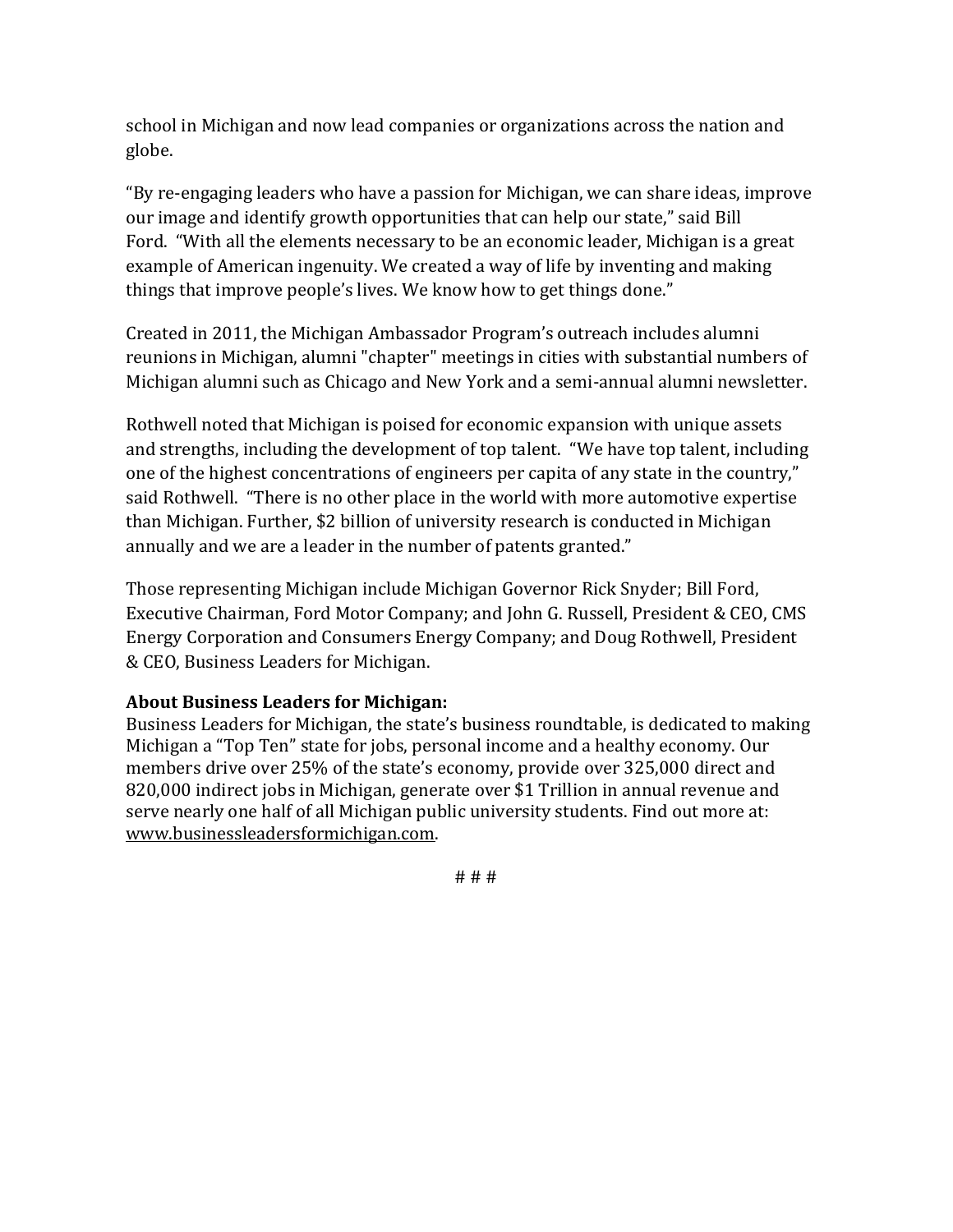school in Michigan and now lead companies or organizations across the nation and globe.

"By re-engaging leaders who have a passion for Michigan, we can share ideas, improve our image and identify growth opportunities that can help our state," said Bill Ford. "With all the elements necessary to be an economic leader, Michigan is a great example of American ingenuity. We created a way of life by inventing and making things that improve people's lives. We know how to get things done."

Created in 2011, the Michigan Ambassador Program's outreach includes alumni reunions in Michigan, alumni "chapter" meetings in cities with substantial numbers of Michigan alumni such as Chicago and New York and a semi-annual alumni newsletter.

Rothwell noted that Michigan is poised for economic expansion with unique assets and strengths, including the development of top talent. "We have top talent, including one of the highest concentrations of engineers per capita of any state in the country," said Rothwell. "There is no other place in the world with more automotive expertise than Michigan. Further, $2 billion of university research is conducted in Michigan annually and we are a leader in the number of patents granted."

Those representing Michigan include Michigan Governor Rick Snyder; Bill Ford, Executive Chairman, Ford Motor Company; and John G. Russell, President & CEO, CMS Energy Corporation and Consumers Energy Company; and Doug Rothwell, President & CEO, Business Leaders for Michigan.

**About Business Leaders for Michigan:**
Business Leaders for Michigan, the state's business roundtable, is dedicated to making Michigan a "Top Ten" state for jobs, personal income and a healthy economy. Our members drive over 25% of the state's economy, provide over 325,000 direct and 820,000 indirect jobs in Michigan, generate over $1 Trillion in annual revenue and serve nearly one half of all Michigan public university students. Find out more at: www.businessleadersformichigan.com.

# # #